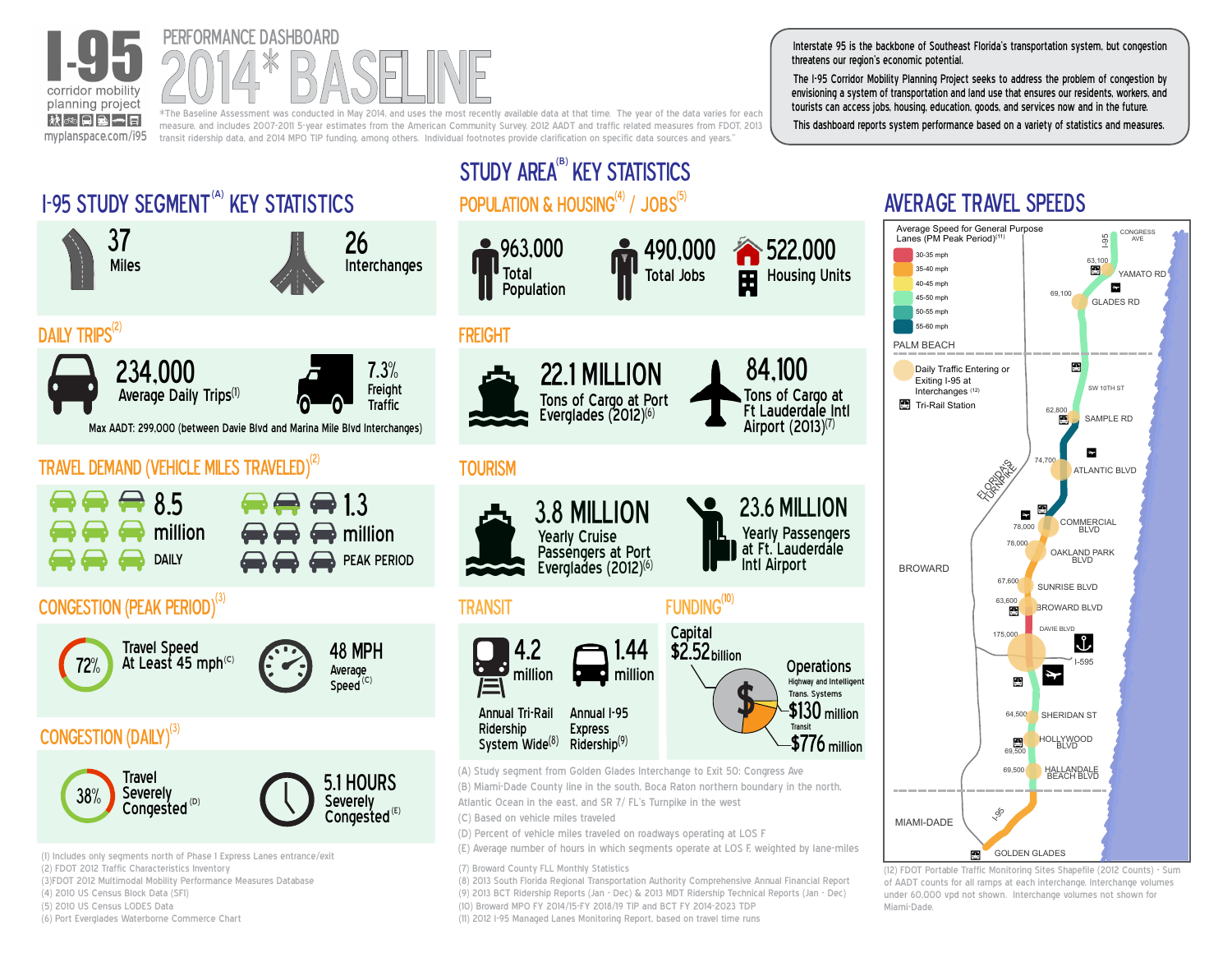# I-95 corridor mobility planning project

myplanspace.com/i95

## PERFORMANCE DASHBOARD 2014* BASELINE

*The Baseline Assessment was conducted in May 2014, and uses the most recently available data at that time. The year of the data varies for each measure, and includes 2007-2011 5-year estimates from the American Community Survey, 2012 AADT and traffic related measures from FDOT, 2013 transit ridership data, and 2014 MPO TIP funding, among others. Individual footnotes provide clarification on specific data sources and years."

Interstate 95 is the backbone of Southeast Florida's transportation system, but congestion threatens our region's economic potential.

The I-95 Corridor Mobility Planning Project seeks to address the problem of congestion by envisioning a system of transportation and land use that ensures our residents, workers, and tourists can access jobs, housing, education, goods, and services now and in the future.

This dashboard reports system performance based on a variety of statistics and measures.

## I-95 STUDY SEGMENT[A] KEY STATISTICS

- 37 Miles
- 26 Interchanges

### DAILY TRIPS[2]

- 234,000 Average Daily Trips[1]
- 7.3% Freight Traffic

Max AADT: 299,000 (between Davie Blvd and Marina Mile Blvd Interchanges)

### TRAVEL DEMAND (VEHICLE MILES TRAVELED)[2]

- 8.5 million DAILY
- 1.3 million PEAK PERIOD

### CONGESTION (PEAK PERIOD)[3]

- 72% Travel Speed At Least 45 mph[C]
- 48 MPH Average Speed[C]

### CONGESTION (DAILY)[3]

- 38% Travel Severely Congested[D]
- 5.1 HOURS Severely Congested[E]

(1) Includes only segments north of Phase 1 Express Lanes entrance/exit
(2) FDOT 2012 Traffic Characteristics Inventory
(3) FDOT 2012 Multimodal Mobility Performance Measures Database
(4) 2010 US Census Block Data (SF1)
(5) 2010 US Census LODES Data
(6) Port Everglades Waterborne Commerce Chart

## STUDY AREA[B] KEY STATISTICS

### POPULATION & HOUSING[4] / JOBS[5]

- 963,000 Total Population
- 490,000 Total Jobs
- 522,000 Housing Units

### FREIGHT

- 22.1 MILLION Tons of Cargo at Port Everglades (2012)[6]
- 84,100 Tons of Cargo at Ft Lauderdale Intl Airport (2013)[7]

### TOURISM

- 3.8 MILLION Yearly Cruise Passengers at Port Everglades (2012)[6]
- 23.6 MILLION Yearly Passengers at Ft. Lauderdale Intl Airport

### TRANSIT

- 4.2 million Annual Tri-Rail Ridership System Wide[8]
- 1.44 million Annual I-95 Express Ridership[9]

### FUNDING[10]

- Capital $2.52 billion
- Operations
- Highway and Intelligent Trans. Systems $130 million
- Transit $776 million

(A) Study segment from Golden Glades Interchange to Exit 50: Congress Ave
(B) Miami-Dade County line in the south, Boca Raton northern boundary in the north, Atlantic Ocean in the east, and SR 7/ FL's Turnpike in the west
(C) Based on vehicle miles traveled
(D) Percent of vehicle miles traveled on roadways operating at LOS F
(E) Average number of hours in which segments operate at LOS F, weighted by lane-miles

(7) Broward County FLL Monthly Statistics
(8) 2013 South Florida Regional Transportation Authority Comprehensive Annual Financial Report
(9) 2013 BCT Ridership Reports (Jan - Dec) & 2013 MDT Ridership Technical Reports (Jan - Dec)
(10) Broward MPO FY 2014/15-FY 2018/19 TIP and BCT FY 2014-2023 TDP
(11) 2012 I-95 Managed Lanes Monitoring Report, based on travel time runs

## AVERAGE TRAVEL SPEEDS

Average Speed for General Purpose Lanes (PM Peak Period)[11]

- 30-35 mph
- 35-40 mph
- 40-45 mph
- 45-50 mph
- 50-55 mph
- 55-60 mph

Daily Traffic Entering or Exiting I-95 at Interchanges[12]

Tri-Rail Station

| Interchange | Daily Traffic |
|---|---|
| Congress Ave | |
| Yamato Rd | 63,100 |
| Glades Rd | 69,100 |
| SW 10th St | |
| Sample Rd | 62,800 |
| Atlantic Blvd | 74,700 |
| Commercial Blvd | 78,000 |
| Oakland Park Blvd | 78,000 |
| Sunrise Blvd | 67,600 |
| Broward Blvd | 63,600 |
| Davie Blvd / I-595 | 175,000 |
| Sheridan St | 64,500 |
| Hollywood Blvd | 69,500 |
| Hallandale Beach Blvd | 69,500 |
| Golden Glades | |

PALM BEACH · BROWARD · MIAMI-DADE · FLORIDA'S TURNPIKE

(12) FDOT Portable Traffic Monitoring Sites Shapefile (2012 Counts) - Sum of AADT counts for all ramps at each interchange. Interchange volumes under 60,000 vpd not shown. Interchange volumes not shown for Miami-Dade.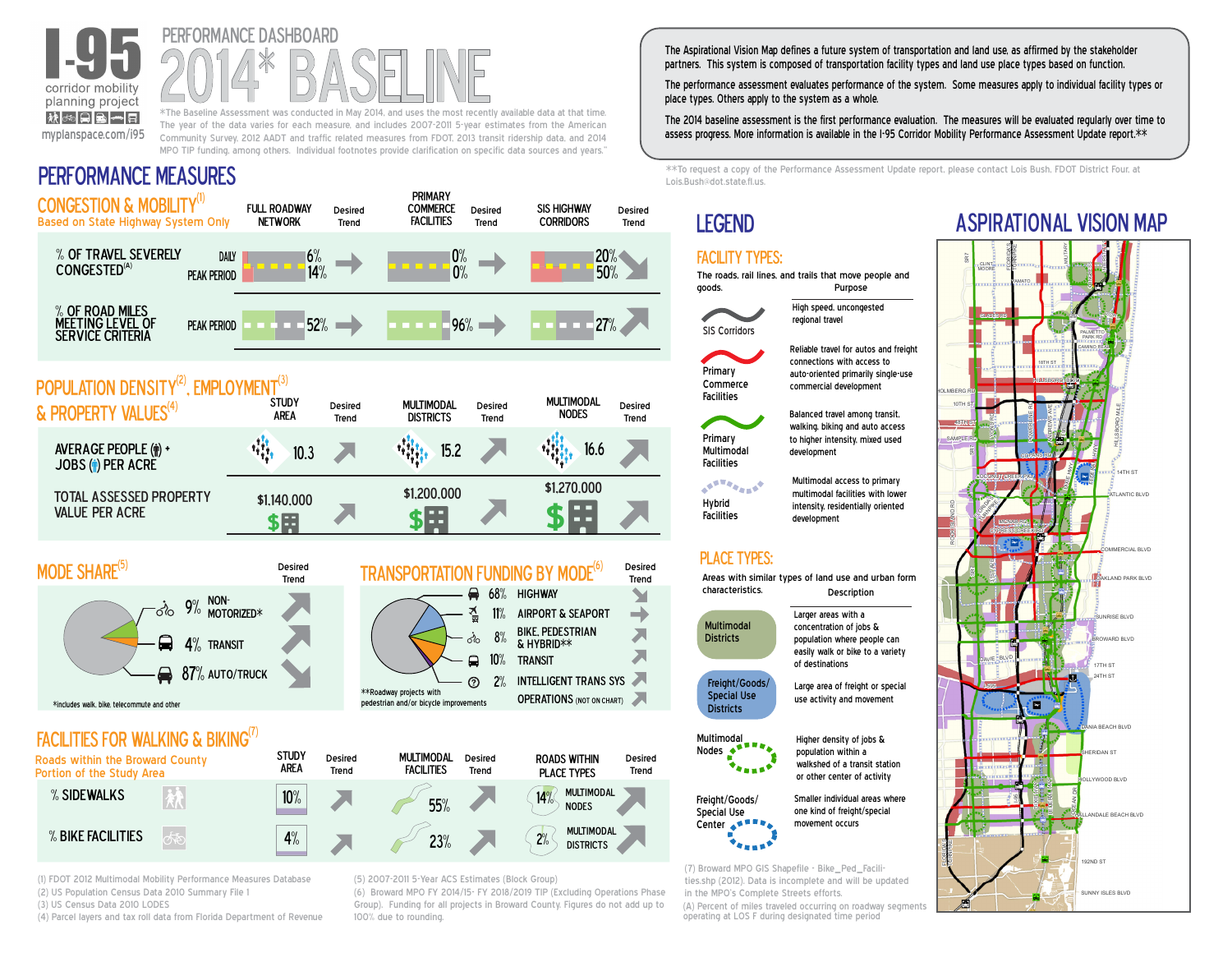# I-95 corridor mobility planning project

myplanspace.com/i95

## PERFORMANCE DASHBOARD 2014* BASELINE

*The Baseline Assessment was conducted in May 2014, and uses the most recently available data at that time. The year of the data varies for each measure, and includes 2007-2011 5-year estimates from the American Community Survey, 2012 AADT and traffic related measures from FDOT, 2013 transit ridership data, and 2014 MPO TIP funding, among others. Individual footnotes provide clarification on specific data sources and years.

The Aspirational Vision Map defines a future system of transportation and land use, as affirmed by the stakeholder partners. This system is composed of transportation facility types and land use place types based on function.

The performance assessment evaluates performance of the system. Some measures apply to individual facility types or place types. Others apply to the system as a whole.

The 2014 baseline assessment is the first performance evaluation. The measures will be evaluated regularly over time to assess progress. More information is available in the I-95 Corridor Mobility Performance Assessment Update report.**

**To request a copy of the Performance Assessment Update report, please contact Lois Bush, FDOT District Four, at Lois.Bush@dot.state.fl.us.

## PERFORMANCE MEASURES

### CONGESTION & MOBILITY[1]

Based on State Highway System Only

| | | FULL ROADWAY NETWORK | Desired Trend | PRIMARY COMMERCE FACILITIES | Desired Trend | SIS HIGHWAY CORRIDORS | Desired Trend |
|---|---|---|---|---|---|---|---|
| % OF TRAVEL SEVERELY CONGESTED[A] | DAILY | 6% | → | 0% | → | 20% | ↘ |
| | PEAK PERIOD | 14% | | 0% | | 50% | |
| % OF ROAD MILES MEETING LEVEL OF SERVICE CRITERIA | PEAK PERIOD | 52% | → | 96% | → | 27% | ↗ |

### POPULATION DENSITY[2], EMPLOYMENT[3] & PROPERTY VALUES[4]

| | STUDY AREA | Desired Trend | MULTIMODAL DISTRICTS | Desired Trend | MULTIMODAL NODES | Desired Trend |
|---|---|---|---|---|---|---|
| AVERAGE PEOPLE + JOBS PER ACRE | 10.3 | ↗ | 15.2 | ↗ | 16.6 | ↗ |
| TOTAL ASSESSED PROPERTY VALUE PER ACRE | $1,140,000 | ↗ | $1,200,000 | ↗ | $1,270,000 | ↗ |

### MODE SHARE[5]

| Mode | Share | Desired Trend |
|---|---|---|
| NON-MOTORIZED* | 9% | ↗ |
| TRANSIT | 4% | ↗ |
| AUTO/TRUCK | 87% | ↘ |

*includes walk, bike, telecommute and other

### TRANSPORTATION FUNDING BY MODE[6]

| Mode | Share | Desired Trend |
|---|---|---|
| HIGHWAY | 68% | ↘ |
| AIRPORT & SEAPORT | 11% | → |
| BIKE, PEDESTRIAN & HYBRID** | 8% | ↗ |
| TRANSIT | 10% | ↗ |
| INTELLIGENT TRANS SYS | 2% | ↗ |
| OPERATIONS (NOT ON CHART) | | ↗ |

**Roadway projects with pedestrian and/or bicycle improvements

### FACILITIES FOR WALKING & BIKING[7]

Roads within the Broward County Portion of the Study Area

| | STUDY AREA | Desired Trend | MULTIMODAL FACILITIES | Desired Trend | ROADS WITHIN PLACE TYPES | | Desired Trend |
|---|---|---|---|---|---|---|---|
| % SIDEWALKS | 10% | ↗ | 55% | ↗ | 14% | MULTIMODAL NODES | ↗ |
| % BIKE FACILITIES | 4% | ↗ | 23% | ↗ | 2% | MULTIMODAL DISTRICTS | ↗ |

(1) FDOT 2012 Multimodal Mobility Performance Measures Database
(2) US Population Census Data 2010 Summary File 1
(3) US Census Data 2010 LODES
(4) Parcel layers and tax roll data from Florida Department of Revenue
(5) 2007-2011 5-Year ACS Estimates (Block Group)
(6) Broward MPO FY 2014/15- FY 2018/2019 TIP (Excluding Operations Phase Group). Funding for all projects in Broward County. Figures do not add up to 100% due to rounding.
(7) Broward MPO GIS Shapefile - Bike_Ped_Facilities.shp (2012). Data is incomplete and will be updated in the MPO's Complete Streets efforts.
(A) Percent of miles traveled occurring on roadway segments operating at LOS F during designated time period

## LEGEND

### FACILITY TYPES:

The roads, rail lines, and trails that move people and goods.

| Facility Type | Purpose |
|---|---|
| SIS Corridors | High speed, uncongested regional travel |
| Primary Commerce Facilities | Reliable travel for autos and freight connections with access to auto-oriented primarily single-use commercial development |
| Primary Multimodal Facilities | Balanced travel among transit, walking, biking and auto access to higher intensity, mixed used development |
| Hybrid Facilities | Multimodal access to primary multimodal facilities with lower intensity, residentially oriented development |

### PLACE TYPES:

Areas with similar types of land use and urban form characteristics.

| Place Type | Description |
|---|---|
| Multimodal Districts | Larger areas with a concentration of jobs & population where people can easily walk or bike to a variety of destinations |
| Freight/Goods/Special Use Districts | Large area of freight or special use activity and movement |
| Multimodal Nodes | Higher density of jobs & population within a walkshed of a transit station or other center of activity |
| Freight/Goods/Special Use Center | Smaller individual areas where one kind of freight/special movement occurs |

## ASPIRATIONAL VISION MAP